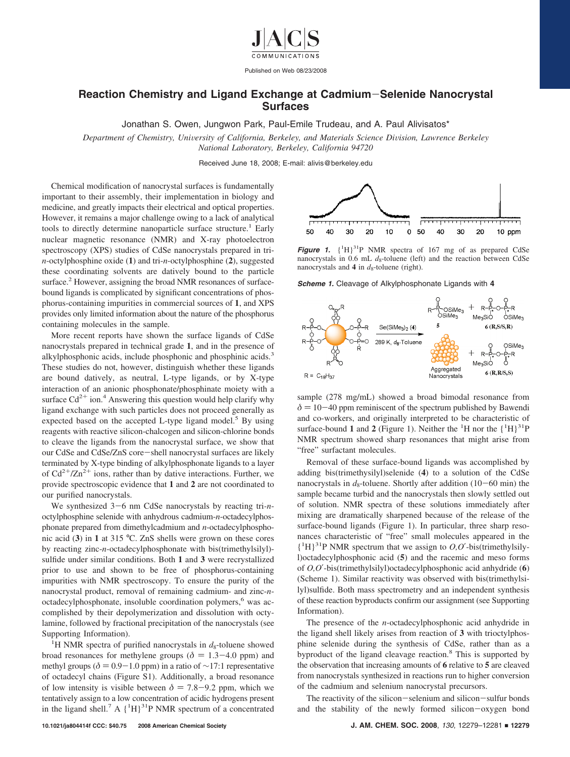# Reaction Chemistry and Ligand Exchange at Cadmium–Selenide Nanocrystal Surfaces

Jonathan S. Owen, Jungwon Park, Paul-Emile Trudeau, and A. Paul Alivisatos*

*Department of Chemistry, University of California, Berkeley, and Materials Science Division, Lawrence Berkeley National Laboratory, Berkeley, California 94720*

Received June 18, 2008; E-mail: alivis@berkeley.edu

Chemical modification of nanocrystal surfaces is fundamentally important to their assembly, their implementation in biology and medicine, and greatly impacts their electrical and optical properties. However, it remains a major challenge owing to a lack of analytical tools to directly determine nanoparticle surface structure.[1] Early nuclear magnetic resonance (NMR) and X-ray photoelectron spectroscopy (XPS) studies of CdSe nanocrystals prepared in tri-*n*-octylphosphine oxide (**1**) and tri-*n*-octylphosphine (**2**), suggested these coordinating solvents are datively bound to the particle surface.[2] However, assigning the broad NMR resonances of surface-bound ligands is complicated by significant concentrations of phosphorus-containing impurities in commercial sources of **1**, and XPS provides only limited information about the nature of the phosphorus containing molecules in the sample.

More recent reports have shown the surface ligands of CdSe nanocrystals prepared in technical grade **1**, and in the presence of alkylphosphonic acids, include phosphonic and phosphinic acids.[3] These studies do not, however, distinguish whether these ligands are bound datively, as neutral, L-type ligands, or by X-type interaction of an anionic phosphonate/phosphinate moiety with a surface $Cd^{2+}$ ion.[4] Answering this question would help clarify why ligand exchange with such particles does not proceed generally as expected based on the accepted L-type ligand model.[5] By using reagents with reactive silicon-chalcogen and silicon-chlorine bonds to cleave the ligands from the nanocrystal surface, we show that our CdSe and CdSe/ZnS core–shell nanocrystal surfaces are likely terminated by X-type binding of alkylphosphonate ligands to a layer of $Cd^{2+}/Zn^{2+}$ ions, rather than by dative interactions. Further, we provide spectroscopic evidence that **1** and **2** are not coordinated to our purified nanocrystals.

We synthesized 3–6 nm CdSe nanocrystals by reacting tri-*n*-octylphosphine selenide with anhydrous cadmium-*n*-octadecylphosphonate prepared from dimethylcadmium and *n*-octadecylphosphonic acid (**3**) in **1** at 315 °C. ZnS shells were grown on these cores by reacting zinc-*n*-octadecylphosphonate with bis(trimethylsilyl)sulfide under similar conditions. Both **1** and **3** were recrystallized prior to use and shown to be free of phosphorus-containing impurities with NMR spectroscopy. To ensure the purity of the nanocrystal product, removal of remaining cadmium- and zinc-*n*-octadecylphosphonate, insoluble coordination polymers,[6] was accomplished by their depolymerization and dissolution with octylamine, followed by fractional precipitation of the nanocrystals (see Supporting Information).

$^1$H NMR spectra of purified nanocrystals in $d_8$-toluene showed broad resonances for methylene groups ($\delta$ = 1.3–4.0 ppm) and methyl groups ($\delta$ = 0.9–1.0 ppm) in a ratio of ~17:1 representative of octadecyl chains (Figure S1). Additionally, a broad resonance of low intensity is visible between $\delta$ = 7.8–9.2 ppm, which we tentatively assign to a low concentration of acidic hydrogens present in the ligand shell.[7] A $\{^1H\}^{31}P$ NMR spectrum of a concentrated sample (278 mg/mL) showed a broad bimodal resonance from $\delta$ = 10–40 ppm reminiscent of the spectrum published by Bawendi and co-workers, and originally interpreted to be characteristic of surface-bound **1** and **2** (Figure 1). Neither the $^1$H nor the $\{^1H\}^{31}P$ NMR spectrum showed sharp resonances that might arise from "free" surfactant molecules.

**Figure 1.** $\{^1H\}^{31}P$ NMR spectra of 167 mg of as prepared CdSe nanocrystals in 0.6 mL $d_8$-toluene (left) and the reaction between CdSe nanocrystals and **4** in $d_8$-toluene (right).

**Scheme 1.** Cleavage of Alkylphosphonate Ligands with **4**

Removal of these surface-bound ligands was accomplished by adding bis(trimethysilyl)selenide (**4**) to a solution of the CdSe nanocrystals in $d_8$-toluene. Shortly after addition (10–60 min) the sample became turbid and the nanocrystals then slowly settled out of solution. NMR spectra of these solutions immediately after mixing are dramatically sharpened because of the release of the surface-bound ligands (Figure 1). In particular, three sharp resonances characteristic of "free" small molecules appeared in the $\{^1H\}^{31}P$ NMR spectrum that we assign to *O,O′*-bis(trimethylsilyl)octadecylphosphonic acid (**5**) and the racemic and meso forms of *O,O′*-bis(trimethylsilyl)octadecylphosphonic acid anhydride (**6**) (Scheme 1). Similar reactivity was observed with bis(trimethylsilyl)sulfide. Both mass spectrometry and an independent synthesis of these reaction byproducts confirm our assignment (see Supporting Information).

The presence of the *n*-octadecylphosphonic acid anhydride in the ligand shell likely arises from reaction of **3** with trioctylphosphine selenide during the synthesis of CdSe, rather than as a byproduct of the ligand cleavage reaction.[8] This is supported by the observation that increasing amounts of **6** relative to **5** are cleaved from nanocrystals synthesized in reactions run to higher conversion of the cadmium and selenium nanocrystal precursors.

The reactivity of the silicon–selenium and silicon–sulfur bonds and the stability of the newly formed silicon–oxygen bond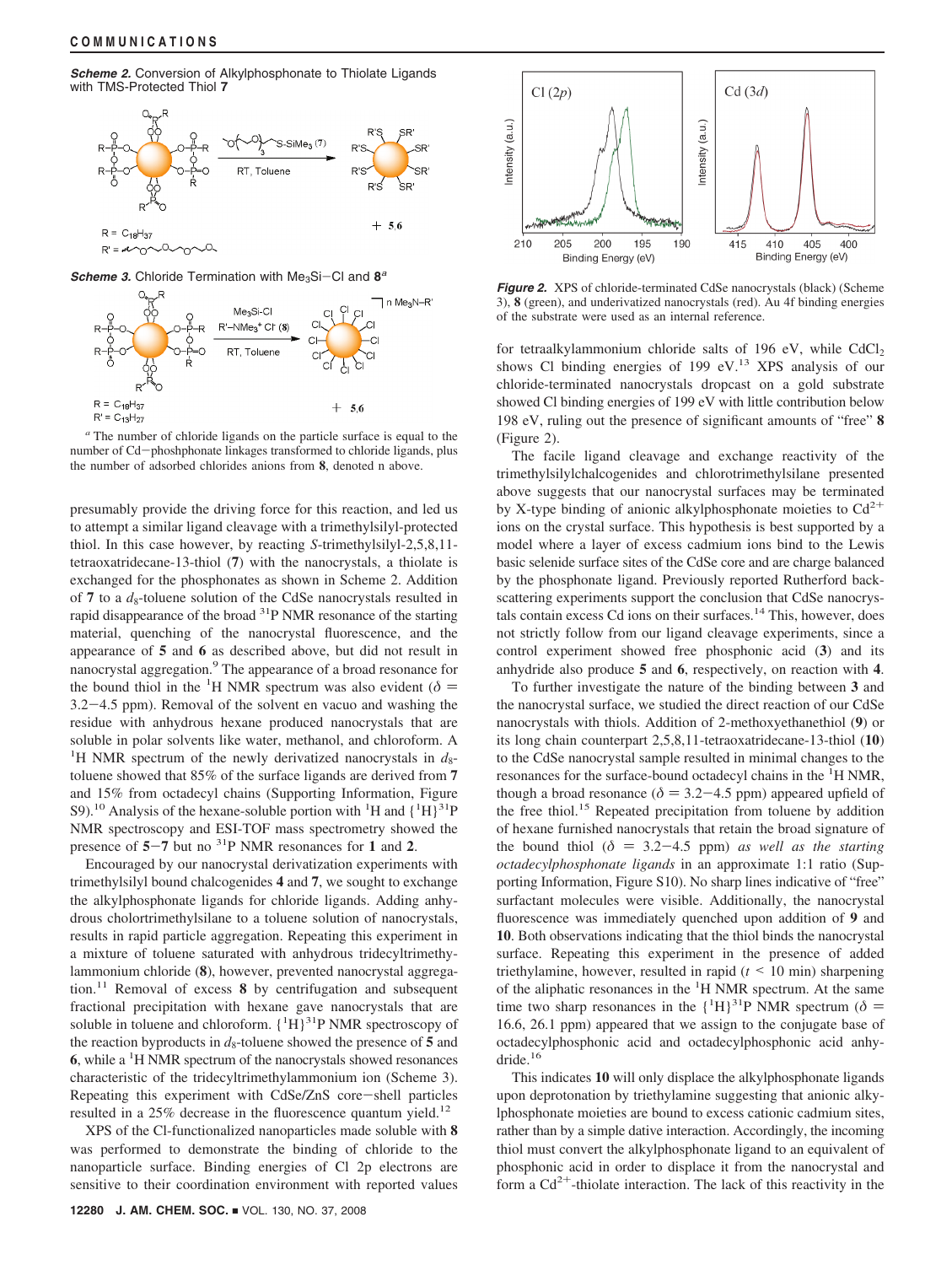**Scheme 2.** Conversion of Alkylphosphonate to Thiolate Ligands with TMS-Protected Thiol **7**

**Scheme 3.** Chloride Termination with $Me_3Si-Cl$ and **8**[a]

[a] The number of chloride ligands on the particle surface is equal to the number of Cd−phoshphonate linkages transformed to chloride ligands, plus the number of adsorbed chlorides anions from **8**, denoted n above.

presumably provide the driving force for this reaction, and led us to attempt a similar ligand cleavage with a trimethylsilyl-protected thiol. In this case however, by reacting *S*-trimethylsilyl-2,5,8,11-tetraoxatridecane-13-thiol (**7**) with the nanocrystals, a thiolate is exchanged for the phosphonates as shown in Scheme 2. Addition of **7** to a $d_8$-toluene solution of the CdSe nanocrystals resulted in rapid disappearance of the broad $^{31}P$ NMR resonance of the starting material, quenching of the nanocrystal fluorescence, and the appearance of **5** and **6** as described above, but did not result in nanocrystal aggregation.[9] The appearance of a broad resonance for the bound thiol in the $^1H$ NMR spectrum was also evident ($\delta$ = 3.2−4.5 ppm). Removal of the solvent en vacuo and washing the residue with anhydrous hexane produced nanocrystals that are soluble in polar solvents like water, methanol, and chloroform. A $^1H$ NMR spectrum of the newly derivatized nanocrystals in $d_8$-toluene showed that 85% of the surface ligands are derived from **7** and 15% from octadecyl chains (Supporting Information, Figure S9).[10] Analysis of the hexane-soluble portion with $^1H$ and $\{^1H\}^{31}P$ NMR spectroscopy and ESI-TOF mass spectrometry showed the presence of **5**−**7** but no $^{31}P$ NMR resonances for **1** and **2**.

Encouraged by our nanocrystal derivatization experiments with trimethylsilyl bound chalcogenides **4** and **7**, we sought to exchange the alkylphosphonate ligands for chloride ligands. Adding anhydrous cholortrimethylsilane to a toluene solution of nanocrystals, results in rapid particle aggregation. Repeating this experiment in a mixture of toluene saturated with anhydrous tridecyltrimethylammonium chloride (**8**), however, prevented nanocrystal aggregation.[11] Removal of excess **8** by centrifugation and subsequent fractional precipitation with hexane gave nanocrystals that are soluble in toluene and chloroform. $\{^1H\}^{31}P$ NMR spectroscopy of the reaction byproducts in $d_8$-toluene showed the presence of **5** and **6**, while a $^1H$ NMR spectrum of the nanocrystals showed resonances characteristic of the tridecyltrimethylammonium ion (Scheme 3). Repeating this experiment with CdSe/ZnS core−shell particles resulted in a 25% decrease in the fluorescence quantum yield.[12]

XPS of the Cl-functionalized nanoparticles made soluble with **8** was performed to demonstrate the binding of chloride to the nanoparticle surface. Binding energies of Cl 2p electrons are sensitive to their coordination environment with reported values

**Figure 2.** XPS of chloride-terminated CdSe nanocrystals (black) (Scheme 3), **8** (green), and underivatized nanocrystals (red). Au 4f binding energies of the substrate were used as an internal reference.

for tetraalkylammonium chloride salts of 196 eV, while $CdCl_2$ shows Cl binding energies of 199 eV.[13] XPS analysis of our chloride-terminated nanocrystals dropcast on a gold substrate showed Cl binding energies of 199 eV with little contribution below 198 eV, ruling out the presence of significant amounts of "free" **8** (Figure 2).

The facile ligand cleavage and exchange reactivity of the trimethylsilylchalcogenides and chlorotrimethylsilane presented above suggests that our nanocrystal surfaces may be terminated by X-type binding of anionic alkylphosphonate moieties to $Cd^{2+}$ ions on the crystal surface. This hypothesis is best supported by a model where a layer of excess cadmium ions bind to the Lewis basic selenide surface sites of the CdSe core and are charge balanced by the phosphonate ligand. Previously reported Rutherford backscattering experiments support the conclusion that CdSe nanocrystals contain excess Cd ions on their surfaces.[14] This, however, does not strictly follow from our ligand cleavage experiments, since a control experiment showed free phosphonic acid (**3**) and its anhydride also produce **5** and **6**, respectively, on reaction with **4**.

To further investigate the nature of the binding between **3** and the nanocrystal surface, we studied the direct reaction of our CdSe nanocrystals with thiols. Addition of 2-methoxyethanethiol (**9**) or its long chain counterpart 2,5,8,11-tetraoxatridecane-13-thiol (**10**) to the CdSe nanocrystal sample resulted in minimal changes to the resonances for the surface-bound octadecyl chains in the $^1H$ NMR, though a broad resonance ($\delta$ = 3.2−4.5 ppm) appeared upfield of the free thiol.[15] Repeated precipitation from toluene by addition of hexane furnished nanocrystals that retain the broad signature of the bound thiol ($\delta$ = 3.2−4.5 ppm) *as well as the starting octadecylphosphonate ligands* in an approximate 1:1 ratio (Supporting Information, Figure S10). No sharp lines indicative of "free" surfactant molecules were visible. Additionally, the nanocrystal fluorescence was immediately quenched upon addition of **9** and **10**. Both observations indicating that the thiol binds the nanocrystal surface. Repeating this experiment in the presence of added triethylamine, however, resulted in rapid ($t$ < 10 min) sharpening of the aliphatic resonances in the $^1H$ NMR spectrum. At the same time two sharp resonances in the $\{^1H\}^{31}P$ NMR spectrum ($\delta$ = 16.6, 26.1 ppm) appeared that we assign to the conjugate base of octadecylphosphonic acid and octadecylphosphonic acid anhydride.[16]

This indicates **10** will only displace the alkylphosphonate ligands upon deprotonation by triethylamine suggesting that anionic alkylphosphonate moieties are bound to excess cationic cadmium sites, rather than by a simple dative interaction. Accordingly, the incoming thiol must convert the alkylphosphonate ligand to an equivalent of phosphonic acid in order to displace it from the nanocrystal and form a $Cd^{2+}$-thiolate interaction. The lack of this reactivity in the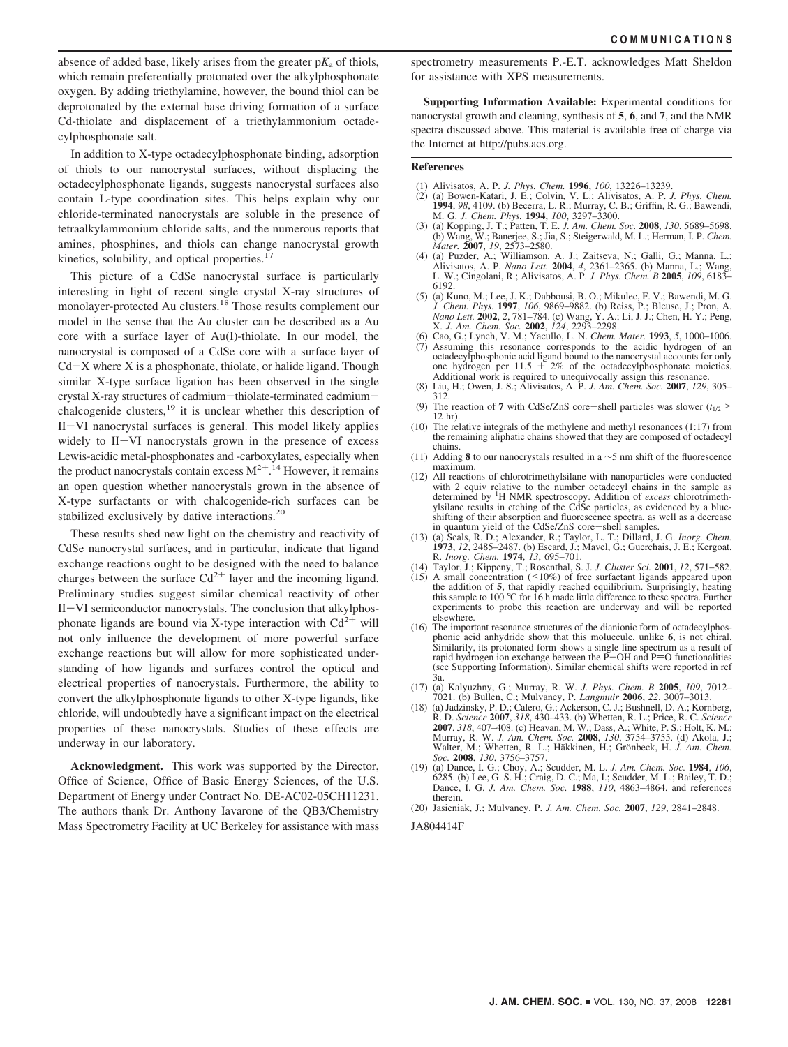absence of added base, likely arises from the greater p$K_a$ of thiols, which remain preferentially protonated over the alkylphosphonate oxygen. By adding triethylamine, however, the bound thiol can be deprotonated by the external base driving formation of a surface Cd-thiolate and displacement of a triethylammonium octadecylphosphonate salt.

In addition to X-type octadecylphosphonate binding, adsorption of thiols to our nanocrystal surfaces, without displacing the octadecylphosphonate ligands, suggests nanocrystal surfaces also contain L-type coordination sites. This helps explain why our chloride-terminated nanocrystals are soluble in the presence of tetraalkylammonium chloride salts, and the numerous reports that amines, phosphines, and thiols can change nanocrystal growth kinetics, solubility, and optical properties.[17]

This picture of a CdSe nanocrystal surface is particularly interesting in light of recent single crystal X-ray structures of monolayer-protected Au clusters.[18] Those results complement our model in the sense that the Au cluster can be described as a Au core with a surface layer of Au(I)-thiolate. In our model, the nanocrystal is composed of a CdSe core with a surface layer of Cd−X where X is a phosphonate, thiolate, or halide ligand. Though similar X-type surface ligation has been observed in the single crystal X-ray structures of cadmium−thiolate-terminated cadmium−chalcogenide clusters,[19] it is unclear whether this description of II−VI nanocrystal surfaces is general. This model likely applies widely to II−VI nanocrystals grown in the presence of excess Lewis-acidic metal-phosphonates and -carboxylates, especially when the product nanocrystals contain excess $M^{2+}$.[14] However, it remains an open question whether nanocrystals grown in the absence of X-type surfactants or with chalcogenide-rich surfaces can be stabilized exclusively by dative interactions.[20]

These results shed new light on the chemistry and reactivity of CdSe nanocrystal surfaces, and in particular, indicate that ligand exchange reactions ought to be designed with the need to balance charges between the surface $Cd^{2+}$ layer and the incoming ligand. Preliminary studies suggest similar chemical reactivity of other II−VI semiconductor nanocrystals. The conclusion that alkylphosphonate ligands are bound via X-type interaction with $Cd^{2+}$ will not only influence the development of more powerful surface exchange reactions but will allow for more sophisticated understanding of how ligands and surfaces control the optical and electrical properties of nanocrystals. Furthermore, the ability to convert the alkylphosphonate ligands to other X-type ligands, like chloride, will undoubtedly have a significant impact on the electrical properties of these nanocrystals. Studies of these effects are underway in our laboratory.

**Acknowledgment.** This work was supported by the Director, Office of Science, Office of Basic Energy Sciences, of the U.S. Department of Energy under Contract No. DE-AC02-05CH11231. The authors thank Dr. Anthony Iavarone of the QB3/Chemistry Mass Spectrometry Facility at UC Berkeley for assistance with mass spectrometry measurements P.-E.T. acknowledges Matt Sheldon for assistance with XPS measurements.

**Supporting Information Available:** Experimental conditions for nanocrystal growth and cleaning, synthesis of **5**, **6**, and **7**, and the NMR spectra discussed above. This material is available free of charge via the Internet at http://pubs.acs.org.

## References

(1) Alivisatos, A. P. *J. Phys. Chem.* **1996**, *100*, 13226–13239.
(2) (a) Bowen-Katari, J. E.; Colvin, V. L.; Alivisatos, A. P. *J. Phys. Chem.* **1994**, *98*, 4109. (b) Becerra, L. R.; Murray, C. B.; Griffin, R. G.; Bawendi, M. G. *J. Chem. Phys.* **1994**, *100*, 3297–3300.
(3) (a) Kopping, J. T.; Patten, T. E. *J. Am. Chem. Soc.* **2008**, *130*, 5689–5698. (b) Wang, W.; Banerjee, S.; Jia, S.; Steigerwald, M. L.; Herman, I. P. *Chem. Mater.* **2007**, *19*, 2573–2580.
(4) (a) Puzder, A.; Williamson, A. J.; Zaitseva, N.; Galli, G.; Manna, L.; Alivisatos, A. P. *Nano Lett.* **2004**, *4*, 2361–2365. (b) Manna, L.; Wang, L. W.; Cingolani, R.; Alivisatos, A. P. *J. Phys. Chem. B* **2005**, *109*, 6183–6192.
(5) (a) Kuno, M.; Lee, J. K.; Dabbousi, B. O.; Mikulec, F. V.; Bawendi, M. G. *J. Chem. Phys.* **1997**, *106*, 9869–9882. (b) Reiss, P.; Bleuse, J.; Pron, A. *Nano Lett.* **2002**, *2*, 781–784. (c) Wang, Y. A.; Li, J. J.; Chen, H. Y.; Peng, X. *J. Am. Chem. Soc.* **2002**, *124*, 2293–2298.
(6) Cao, G.; Lynch, V. M.; Yacullo, L. N. *Chem. Mater.* **1993**, *5*, 1000–1006.
(7) Assuming this resonance corresponds to the acidic hydrogen of an octadecylphosphonic acid ligand bound to the nanocrystal accounts for only one hydrogen per 11.5 ± 2% of the octadecylphosphonate moieties. Additional work is required to unequivocally assign this resonance.
(8) Liu, H.; Owen, J. S.; Alivisatos, A. P. *J. Am. Chem. Soc.* **2007**, *129*, 305–312.
(9) The reaction of **7** with CdSe/ZnS core−shell particles was slower ($t_{1/2}$ > 12 hr).
(10) The relative integrals of the methylene and methyl resonances (1:17) from the remaining aliphatic chains showed that they are composed of octadecyl chains.
(11) Adding **8** to our nanocrystals resulted in a ~5 nm shift of the fluorescence maximum.
(12) All reactions of chlorotrimethylsilane with nanoparticles were conducted with 2 equiv relative to the number octadecyl chains in the sample as determined by $^1$H NMR spectroscopy. Addition of *excess* chlorotrimethylsilane results in etching of the CdSe particles, as evidenced by a blue-shifting of their absorption and fluorescence spectra, as well as a decrease in quantum yield of the CdSe/ZnS core−shell samples.
(13) (a) Seals, R. D.; Alexander, R.; Taylor, L. T.; Dillard, J. G. *Inorg. Chem.* **1973**, *12*, 2485–2487. (b) Escard, J.; Mavel, G.; Guerchais, J. E.; Kergoat, R. *Inorg. Chem.* **1974**, *13*, 695–701.
(14) Taylor, J.; Kippeny, T.; Rosenthal, S. J. *J. Cluster Sci.* **2001**, *12*, 571–582.
(15) A small concentration (<10%) of free surfactant ligands appeared upon the addition of **5**, that rapidly reached equilibrium. Surprisingly, heating this sample to 100 °C for 16 h made little difference to these spectra. Further experiments to probe this reaction are underway and will be reported elsewhere.
(16) The important resonance structures of the dianionic form of octadecylphosphonic acid anhydride show that this moluecule, unlike **6**, is not chiral. Similarly, its protonated form shows a single line spectrum as a result of rapid hydrogen ion exchange between the P−OH and P=O functionalities (see Supporting Information). Similar chemical shifts were reported in ref 3a.
(17) (a) Kalyuzhny, G.; Murray, R. W. *J. Phys. Chem. B* **2005**, *109*, 7012–7021. (b) Bullen, C.; Mulvaney, P. *Langmuir* **2006**, *22*, 3007–3013.
(18) (a) Jadzinsky, P. D.; Calero, G.; Ackerson, C. J.; Bushnell, D. A.; Kornberg, R. D. *Science* **2007**, *318*, 430–433. (b) Whetten, R. L.; Price, R. C. *Science* **2007**, *318*, 407–408. (c) Heavan, M. W.; Dass, A.; White, P. S.; Holt, K. M.; Murray, R. W. *J. Am. Chem. Soc.* **2008**, *130*, 3754–3755. (d) Akola, J.; Walter, M.; Whetten, R. L.; Häkkinen, H.; Grönbeck, H. *J. Am. Chem. Soc.* **2008**, *130*, 3756–3757.
(19) (a) Dance, I. G.; Choy, A.; Scudder, M. L. *J. Am. Chem. Soc.* **1984**, *106*, 6285. (b) Lee, G. S. H.; Craig, D. C.; Ma, I.; Scudder, M. L.; Bailey, T. D.; Dance, I. G. *J. Am. Chem. Soc.* **1988**, *110*, 4863–4864, and references therein.
(20) Jasieniak, J.; Mulvaney, P. *J. Am. Chem. Soc.* **2007**, *129*, 2841–2848.

JA804414F